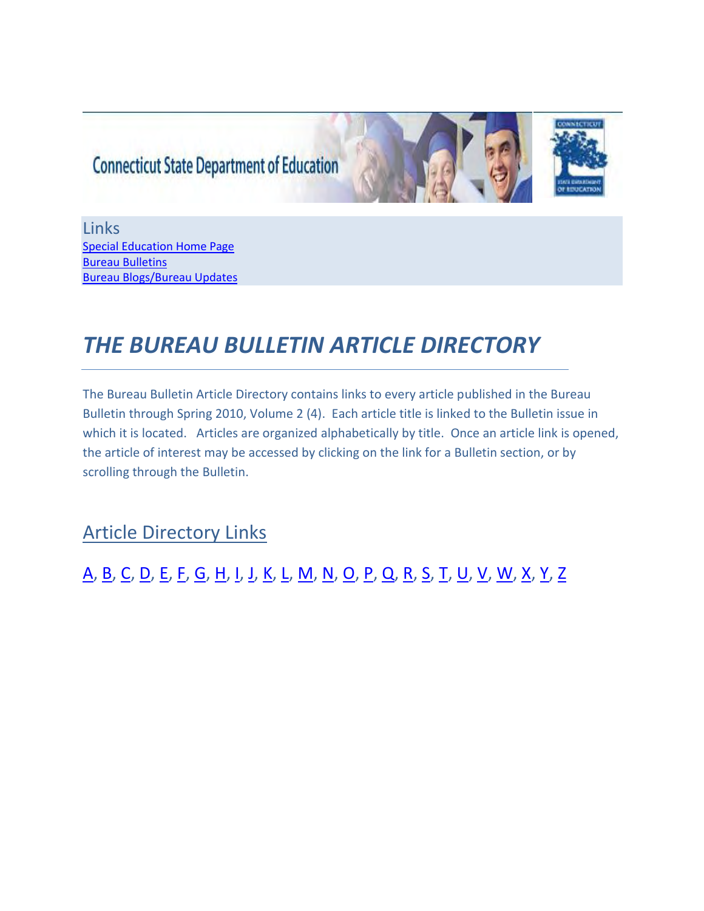Connecticut State Department of Education

Links
Special Education Home Page
Bureau Bulletins
Bureau Blogs/Bureau Updates

# *THE BUREAU BULLETIN ARTICLE DIRECTORY*

The Bureau Bulletin Article Directory contains links to every article published in the Bureau Bulletin through Spring 2010, Volume 2 (4). Each article title is linked to the Bulletin issue in which it is located. Articles are organized alphabetically by title. Once an article link is opened, the article of interest may be accessed by clicking on the link for a Bulletin section, or by scrolling through the Bulletin.

## Article Directory Links

A, B, C, D, E, F, G, H, I, J, K, L, M, N, O, P, Q, R, S, T, U, V, W, X, Y, Z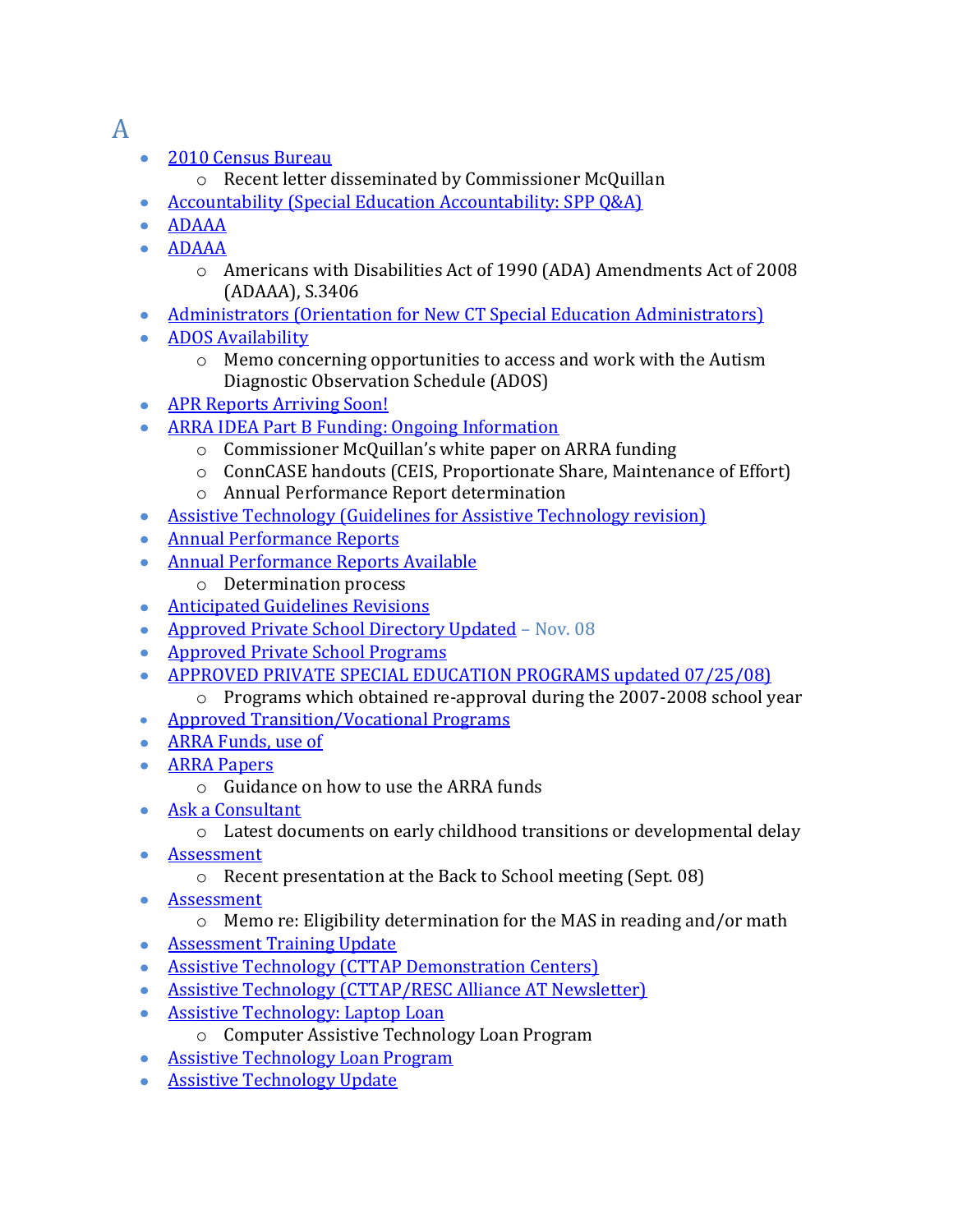# A

- 2010 Census Bureau
    - Recent letter disseminated by Commissioner McQuillan
- Accountability (Special Education Accountability: SPP Q&A)
- ADAAA
- ADAAA
    - Americans with Disabilities Act of 1990 (ADA) Amendments Act of 2008 (ADAAA), S.3406
- Administrators (Orientation for New CT Special Education Administrators)
- ADOS Availability
    - Memo concerning opportunities to access and work with the Autism Diagnostic Observation Schedule (ADOS)
- APR Reports Arriving Soon!
- ARRA IDEA Part B Funding: Ongoing Information
    - Commissioner McQuillan's white paper on ARRA funding
    - ConnCASE handouts (CEIS, Proportionate Share, Maintenance of Effort)
    - Annual Performance Report determination
- Assistive Technology (Guidelines for Assistive Technology revision)
- Annual Performance Reports
- Annual Performance Reports Available
    - Determination process
- Anticipated Guidelines Revisions
- Approved Private School Directory Updated – Nov. 08
- Approved Private School Programs
- APPROVED PRIVATE SPECIAL EDUCATION PROGRAMS updated 07/25/08)
    - Programs which obtained re-approval during the 2007-2008 school year
- Approved Transition/Vocational Programs
- ARRA Funds, use of
- ARRA Papers
    - Guidance on how to use the ARRA funds
- Ask a Consultant
    - Latest documents on early childhood transitions or developmental delay
- Assessment
    - Recent presentation at the Back to School meeting (Sept. 08)
- Assessment
    - Memo re: Eligibility determination for the MAS in reading and/or math
- Assessment Training Update
- Assistive Technology (CTTAP Demonstration Centers)
- Assistive Technology (CTTAP/RESC Alliance AT Newsletter)
- Assistive Technology: Laptop Loan
    - Computer Assistive Technology Loan Program
- Assistive Technology Loan Program
- Assistive Technology Update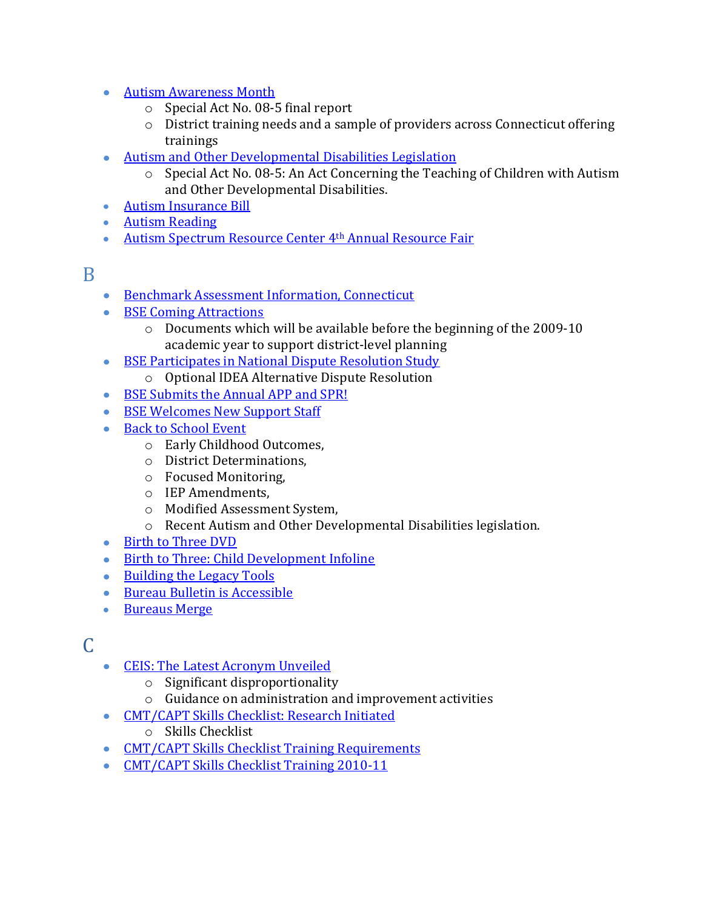- Autism Awareness Month
  - Special Act No. 08-5 final report
  - District training needs and a sample of providers across Connecticut offering trainings
- Autism and Other Developmental Disabilities Legislation
  - Special Act No. 08-5: An Act Concerning the Teaching of Children with Autism and Other Developmental Disabilities.
- Autism Insurance Bill
- Autism Reading
- Autism Spectrum Resource Center 4th Annual Resource Fair

## B

- Benchmark Assessment Information, Connecticut
- BSE Coming Attractions
  - Documents which will be available before the beginning of the 2009-10 academic year to support district-level planning
- BSE Participates in National Dispute Resolution Study
  - Optional IDEA Alternative Dispute Resolution
- BSE Submits the Annual APP and SPR!
- BSE Welcomes New Support Staff
- Back to School Event
  - Early Childhood Outcomes,
  - District Determinations,
  - Focused Monitoring,
  - IEP Amendments,
  - Modified Assessment System,
  - Recent Autism and Other Developmental Disabilities legislation.
- Birth to Three DVD
- Birth to Three: Child Development Infoline
- Building the Legacy Tools
- Bureau Bulletin is Accessible
- Bureaus Merge

## C

- CEIS: The Latest Acronym Unveiled
  - Significant disproportionality
  - Guidance on administration and improvement activities
- CMT/CAPT Skills Checklist: Research Initiated
  - Skills Checklist
- CMT/CAPT Skills Checklist Training Requirements
- CMT/CAPT Skills Checklist Training 2010-11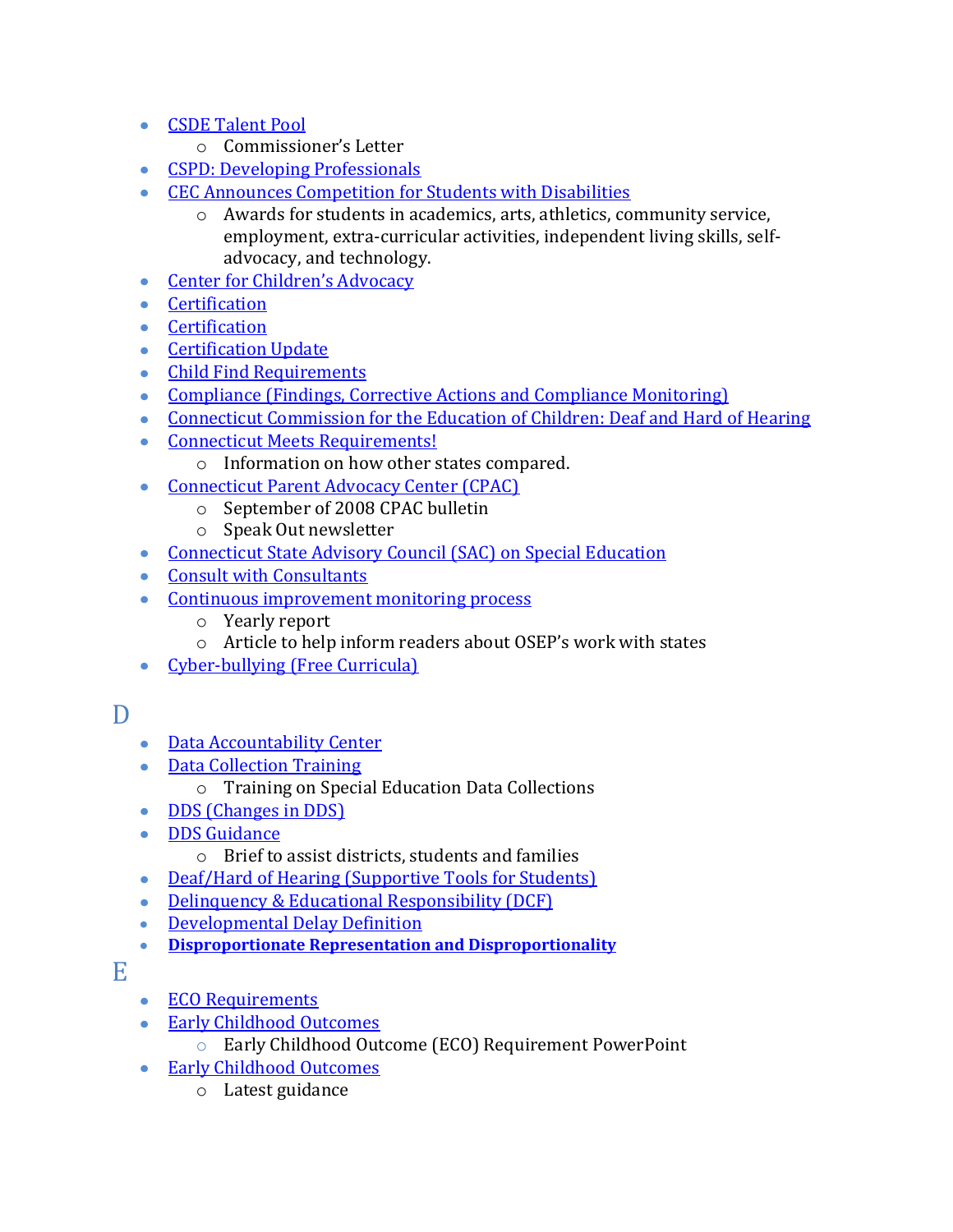- CSDE Talent Pool
    - Commissioner's Letter
- CSPD: Developing Professionals
- CEC Announces Competition for Students with Disabilities
    - Awards for students in academics, arts, athletics, community service, employment, extra-curricular activities, independent living skills, self-advocacy, and technology.
- Center for Children's Advocacy
- Certification
- Certification
- Certification Update
- Child Find Requirements
- Compliance (Findings, Corrective Actions and Compliance Monitoring)
- Connecticut Commission for the Education of Children: Deaf and Hard of Hearing
- Connecticut Meets Requirements!
    - Information on how other states compared.
- Connecticut Parent Advocacy Center (CPAC)
    - September of 2008 CPAC bulletin
    - Speak Out newsletter
- Connecticut State Advisory Council (SAC) on Special Education
- Consult with Consultants
- Continuous improvement monitoring process
    - Yearly report
    - Article to help inform readers about OSEP's work with states
- Cyber-bullying (Free Curricula)

# D

- Data Accountability Center
- Data Collection Training
    - Training on Special Education Data Collections
- DDS (Changes in DDS)
- DDS Guidance
    - Brief to assist districts, students and families
- Deaf/Hard of Hearing (Supportive Tools for Students)
- Delinquency & Educational Responsibility (DCF)
- Developmental Delay Definition
- **Disproportionate Representation and Disproportionality**

# E

- ECO Requirements
- Early Childhood Outcomes
    - Early Childhood Outcome (ECO) Requirement PowerPoint
- Early Childhood Outcomes
    - Latest guidance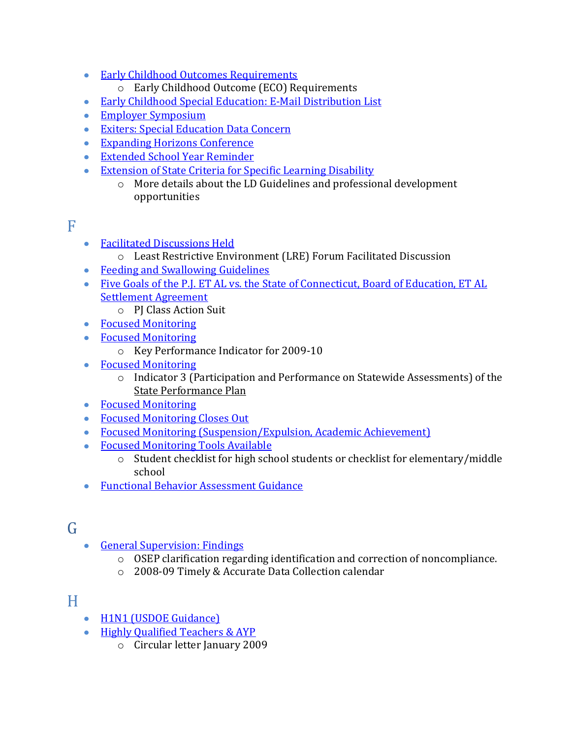- Early Childhood Outcomes Requirements
  - Early Childhood Outcome (ECO) Requirements
- Early Childhood Special Education: E-Mail Distribution List
- Employer Symposium
- Exiters: Special Education Data Concern
- Expanding Horizons Conference
- Extended School Year Reminder
- Extension of State Criteria for Specific Learning Disability
  - More details about the LD Guidelines and professional development opportunities

# F

- Facilitated Discussions Held
  - Least Restrictive Environment (LRE) Forum Facilitated Discussion
- Feeding and Swallowing Guidelines
- Five Goals of the P.J. ET AL vs. the State of Connecticut, Board of Education, ET AL Settlement Agreement
  - PJ Class Action Suit
- Focused Monitoring
- Focused Monitoring
  - Key Performance Indicator for 2009-10
- Focused Monitoring
  - Indicator 3 (Participation and Performance on Statewide Assessments) of the State Performance Plan
- Focused Monitoring
- Focused Monitoring Closes Out
- Focused Monitoring (Suspension/Expulsion, Academic Achievement)
- Focused Monitoring Tools Available
  - Student checklist for high school students or checklist for elementary/middle school
- Functional Behavior Assessment Guidance

# G

- General Supervision: Findings
  - OSEP clarification regarding identification and correction of noncompliance.
  - 2008-09 Timely & Accurate Data Collection calendar

# H

- H1N1 (USDOE Guidance)
- Highly Qualified Teachers & AYP
  - Circular letter January 2009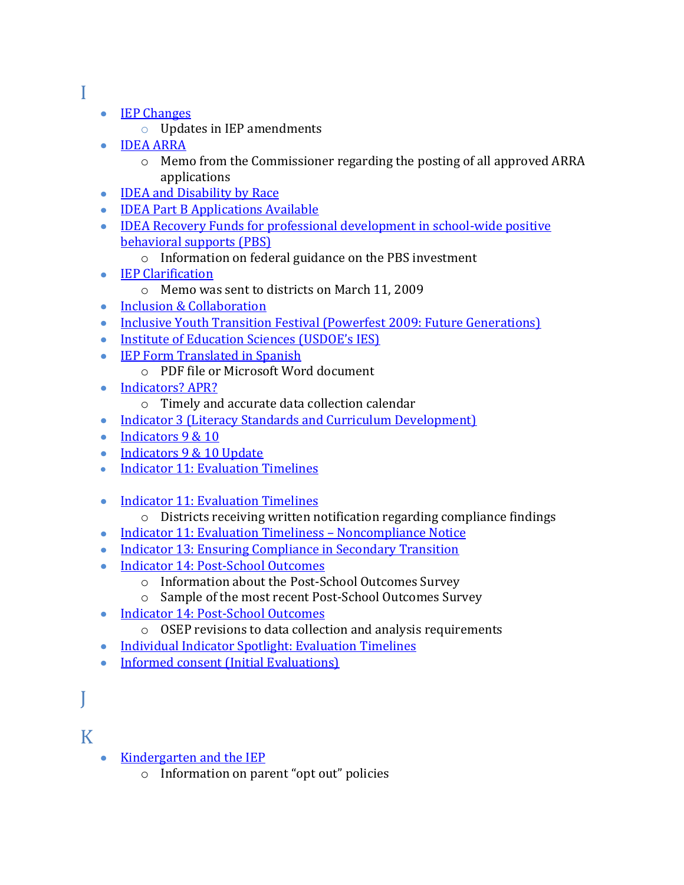# I

- IEP Changes
  - Updates in IEP amendments
- IDEA ARRA
  - Memo from the Commissioner regarding the posting of all approved ARRA applications
- IDEA and Disability by Race
- IDEA Part B Applications Available
- IDEA Recovery Funds for professional development in school-wide positive behavioral supports (PBS)
  - Information on federal guidance on the PBS investment
- IEP Clarification
  - Memo was sent to districts on March 11, 2009
- Inclusion & Collaboration
- Inclusive Youth Transition Festival (Powerfest 2009: Future Generations)
- Institute of Education Sciences (USDOE's IES)
- IEP Form Translated in Spanish
  - PDF file or Microsoft Word document
- Indicators? APR?
  - Timely and accurate data collection calendar
- Indicator 3 (Literacy Standards and Curriculum Development)
- Indicators 9 & 10
- Indicators 9 & 10 Update
- Indicator 11: Evaluation Timelines

- Indicator 11: Evaluation Timelines
  - Districts receiving written notification regarding compliance findings
- Indicator 11: Evaluation Timeliness – Noncompliance Notice
- Indicator 13: Ensuring Compliance in Secondary Transition
- Indicator 14: Post-School Outcomes
  - Information about the Post-School Outcomes Survey
  - Sample of the most recent Post-School Outcomes Survey
- Indicator 14: Post-School Outcomes
  - OSEP revisions to data collection and analysis requirements
- Individual Indicator Spotlight: Evaluation Timelines
- Informed consent (Initial Evaluations)

# J

# K

- Kindergarten and the IEP
  - Information on parent "opt out" policies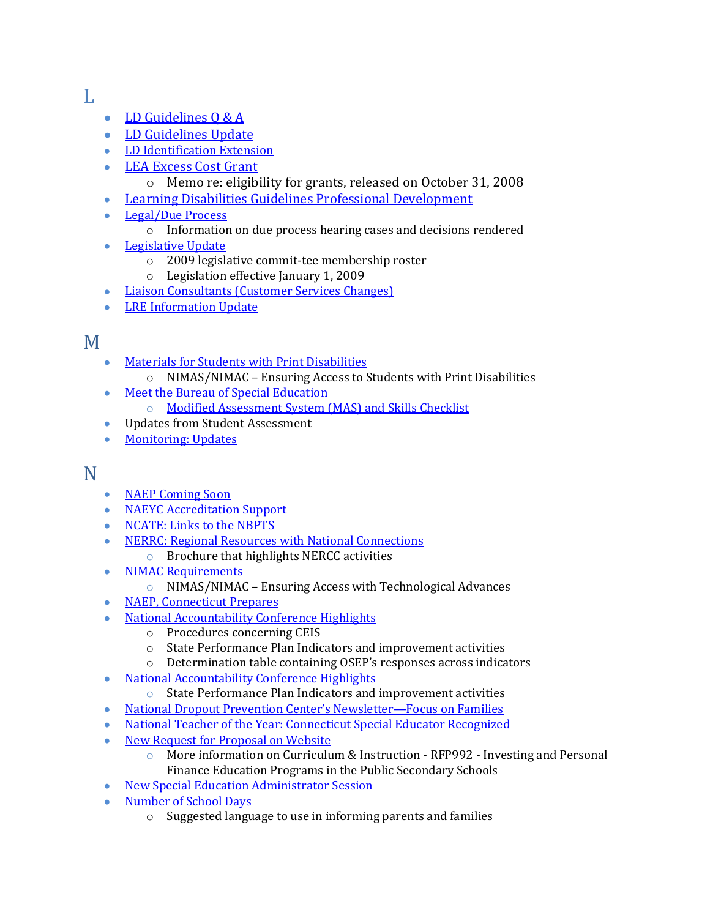## L

- LD Guidelines Q & A
- LD Guidelines Update
- LD Identification Extension
- LEA Excess Cost Grant
    - Memo re: eligibility for grants, released on October 31, 2008
- Learning Disabilities Guidelines Professional Development
- Legal/Due Process
    - Information on due process hearing cases and decisions rendered
- Legislative Update
    - 2009 legislative commit-tee membership roster
    - Legislation effective January 1, 2009
- Liaison Consultants (Customer Services Changes)
- LRE Information Update

## M

- Materials for Students with Print Disabilities
    - NIMAS/NIMAC – Ensuring Access to Students with Print Disabilities
- Meet the Bureau of Special Education
    - Modified Assessment System (MAS) and Skills Checklist
- Updates from Student Assessment
- Monitoring: Updates

## N

- NAEP Coming Soon
- NAEYC Accreditation Support
- NCATE: Links to the NBPTS
- NERRC: Regional Resources with National Connections
    - Brochure that highlights NERCC activities
- NIMAC Requirements
    - NIMAS/NIMAC – Ensuring Access with Technological Advances
- NAEP, Connecticut Prepares
- National Accountability Conference Highlights
    - Procedures concerning CEIS
    - State Performance Plan Indicators and improvement activities
    - Determination table containing OSEP's responses across indicators
- National Accountability Conference Highlights
    - State Performance Plan Indicators and improvement activities
- National Dropout Prevention Center's Newsletter—Focus on Families
- National Teacher of the Year: Connecticut Special Educator Recognized
- New Request for Proposal on Website
    - More information on Curriculum & Instruction - RFP992 - Investing and Personal Finance Education Programs in the Public Secondary Schools
- New Special Education Administrator Session
- Number of School Days
    - Suggested language to use in informing parents and families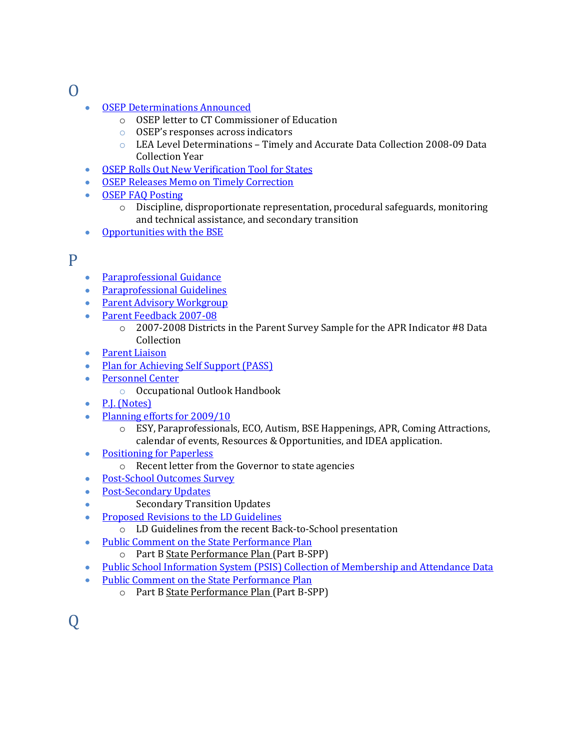# O

- OSEP Determinations Announced
    - OSEP letter to CT Commissioner of Education
    - OSEP's responses across indicators
    - LEA Level Determinations – Timely and Accurate Data Collection 2008-09 Data Collection Year
- OSEP Rolls Out New Verification Tool for States
- OSEP Releases Memo on Timely Correction
- OSEP FAQ Posting
    - Discipline, disproportionate representation, procedural safeguards, monitoring and technical assistance, and secondary transition
- Opportunities with the BSE

# P

- Paraprofessional Guidance
- Paraprofessional Guidelines
- Parent Advisory Workgroup
- Parent Feedback 2007-08
    - 2007-2008 Districts in the Parent Survey Sample for the APR Indicator #8 Data Collection
- Parent Liaison
- Plan for Achieving Self Support (PASS)
- Personnel Center
    - Occupational Outlook Handbook
- P.J. (Notes)
- Planning efforts for 2009/10
    - ESY, Paraprofessionals, ECO, Autism, BSE Happenings, APR, Coming Attractions, calendar of events, Resources & Opportunities, and IDEA application.
- Positioning for Paperless
    - Recent letter from the Governor to state agencies
- Post-School Outcomes Survey
- Post-Secondary Updates
- Secondary Transition Updates
- Proposed Revisions to the LD Guidelines
    - LD Guidelines from the recent Back-to-School presentation
- Public Comment on the State Performance Plan
    - Part B State Performance Plan (Part B-SPP)
- Public School Information System (PSIS) Collection of Membership and Attendance Data
- Public Comment on the State Performance Plan
    - Part B State Performance Plan (Part B-SPP)

# Q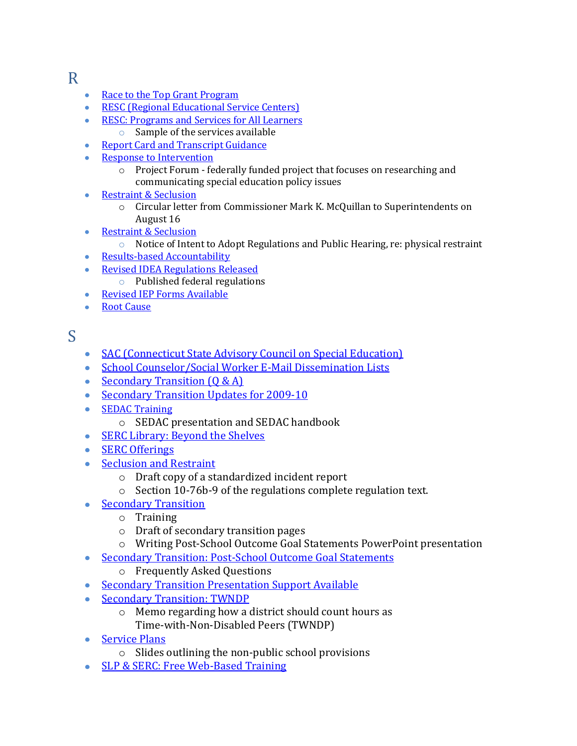# R

- Race to the Top Grant Program
- RESC (Regional Educational Service Centers)
- RESC: Programs and Services for All Learners
  - Sample of the services available
- Report Card and Transcript Guidance
- Response to Intervention
  - Project Forum - federally funded project that focuses on researching and communicating special education policy issues
- Restraint & Seclusion
  - Circular letter from Commissioner Mark K. McQuillan to Superintendents on August 16
- Restraint & Seclusion
  - Notice of Intent to Adopt Regulations and Public Hearing, re: physical restraint
- Results-based Accountability
- Revised IDEA Regulations Released
  - Published federal regulations
- Revised IEP Forms Available
- Root Cause

# S

- SAC (Connecticut State Advisory Council on Special Education)
- School Counselor/Social Worker E-Mail Dissemination Lists
- Secondary Transition (Q & A)
- Secondary Transition Updates for 2009-10
- SEDAC Training
  - SEDAC presentation and SEDAC handbook
- SERC Library: Beyond the Shelves
- SERC Offerings
- Seclusion and Restraint
  - Draft copy of a standardized incident report
  - Section 10-76b-9 of the regulations complete regulation text.
- Secondary Transition
  - Training
  - Draft of secondary transition pages
  - Writing Post-School Outcome Goal Statements PowerPoint presentation
- Secondary Transition: Post-School Outcome Goal Statements
  - Frequently Asked Questions
- Secondary Transition Presentation Support Available
- Secondary Transition: TWNDP
  - Memo regarding how a district should count hours as Time-with-Non-Disabled Peers (TWNDP)
- Service Plans
  - Slides outlining the non-public school provisions
- SLP & SERC: Free Web-Based Training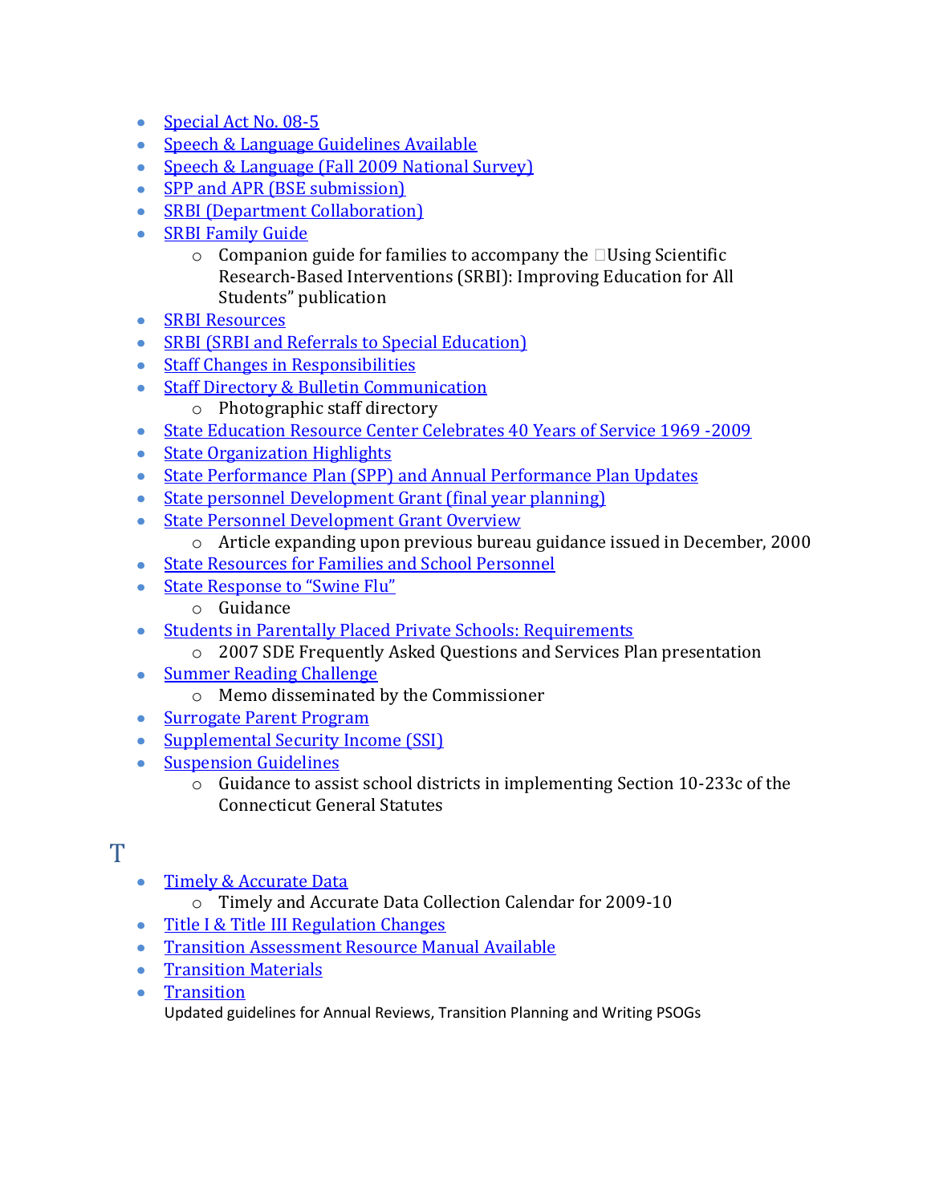- Special Act No. 08-5
- Speech & Language Guidelines Available
- Speech & Language (Fall 2009 National Survey)
- SPP and APR (BSE submission)
- SRBI (Department Collaboration)
- SRBI Family Guide
  - Companion guide for families to accompany the "Using Scientific Research-Based Interventions (SRBI): Improving Education for All Students" publication
- SRBI Resources
- SRBI (SRBI and Referrals to Special Education)
- Staff Changes in Responsibilities
- Staff Directory & Bulletin Communication
  - Photographic staff directory
- State Education Resource Center Celebrates 40 Years of Service 1969 -2009
- State Organization Highlights
- State Performance Plan (SPP) and Annual Performance Plan Updates
- State personnel Development Grant (final year planning)
- State Personnel Development Grant Overview
  - Article expanding upon previous bureau guidance issued in December, 2000
- State Resources for Families and School Personnel
- State Response to "Swine Flu"
  - Guidance
- Students in Parentally Placed Private Schools: Requirements
  - 2007 SDE Frequently Asked Questions and Services Plan presentation
- Summer Reading Challenge
  - Memo disseminated by the Commissioner
- Surrogate Parent Program
- Supplemental Security Income (SSI)
- Suspension Guidelines
  - Guidance to assist school districts in implementing Section 10-233c of the Connecticut General Statutes

# T

- Timely & Accurate Data
  - Timely and Accurate Data Collection Calendar for 2009-10
- Title I & Title III Regulation Changes
- Transition Assessment Resource Manual Available
- Transition Materials
- Transition
  Updated guidelines for Annual Reviews, Transition Planning and Writing PSOGs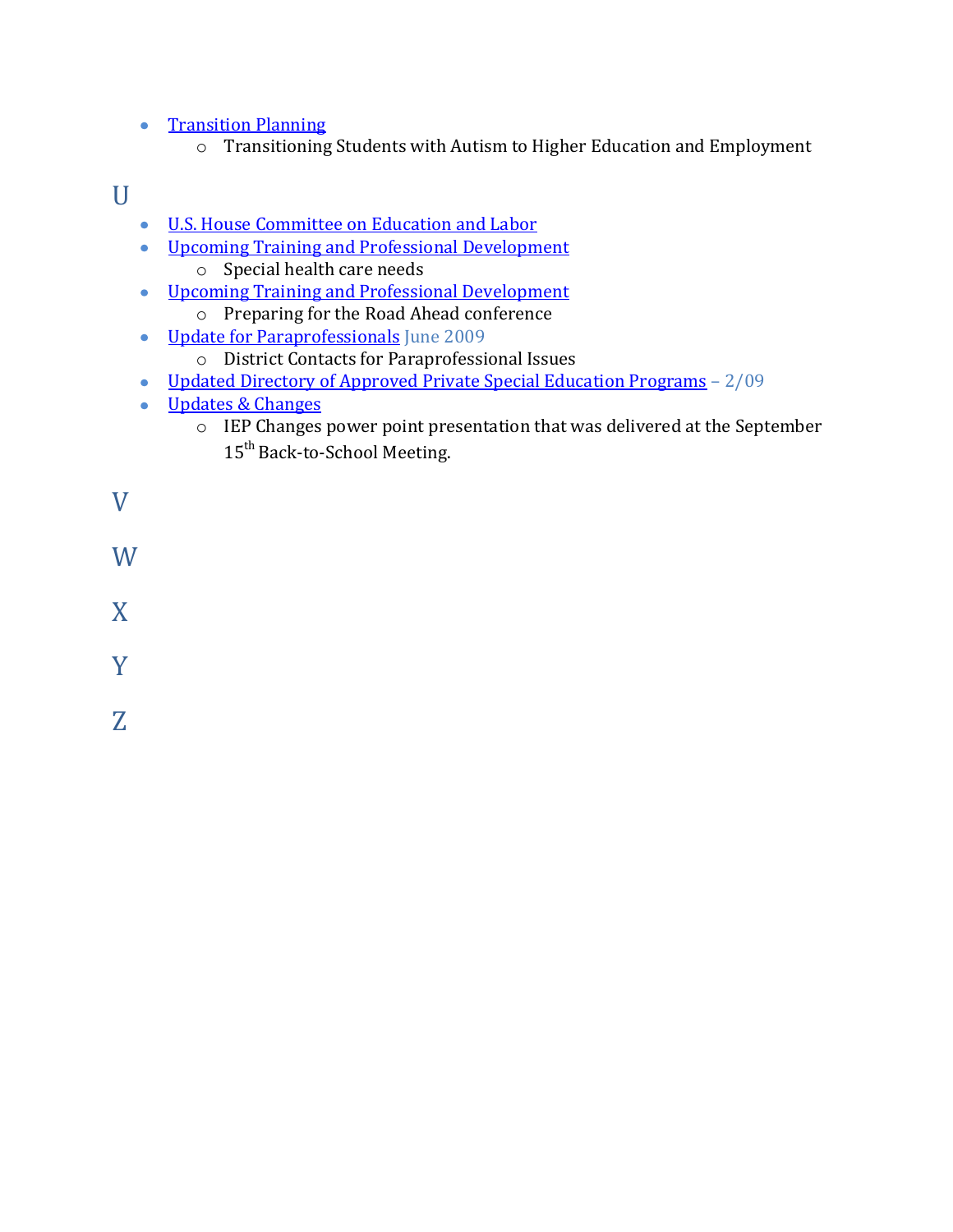- Transition Planning
  - Transitioning Students with Autism to Higher Education and Employment

## U

- U.S. House Committee on Education and Labor
- Upcoming Training and Professional Development
  - Special health care needs
- Upcoming Training and Professional Development
  - Preparing for the Road Ahead conference
- Update for Paraprofessionals June 2009
  - District Contacts for Paraprofessional Issues
- Updated Directory of Approved Private Special Education Programs – 2/09
- Updates & Changes
  - IEP Changes power point presentation that was delivered at the September 15th Back-to-School Meeting.

## V

## W

## X

## Y

## Z